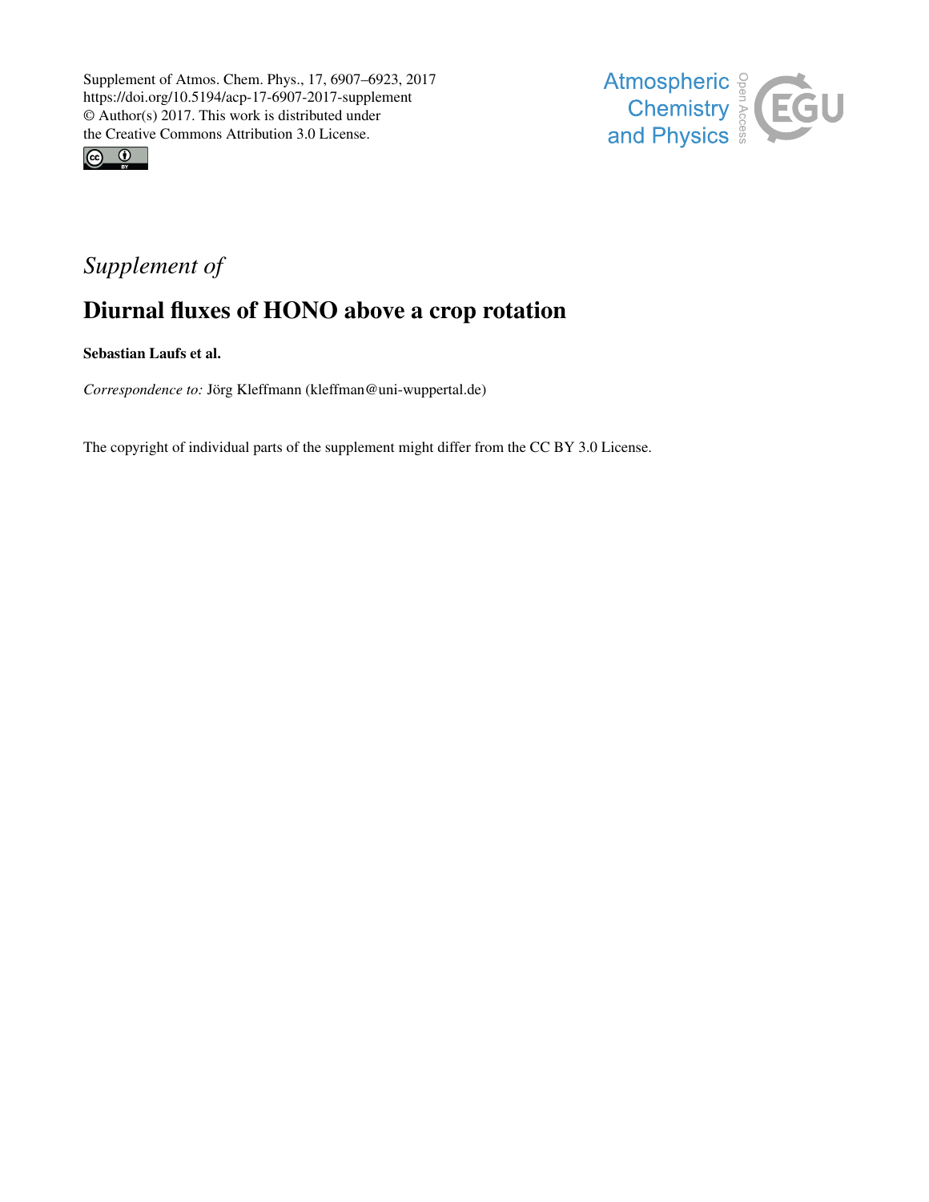Supplement of Atmos. Chem. Phys., 17, 6907–6923, 2017
https://doi.org/10.5194/acp-17-6907-2017-supplement
© Author(s) 2017. This work is distributed under
the Creative Commons Attribution 3.0 License.

*Supplement of*

# Diurnal fluxes of HONO above a crop rotation

**Sebastian Laufs et al.**

*Correspondence to:* Jörg Kleffmann (kleffman@uni-wuppertal.de)

The copyright of individual parts of the supplement might differ from the CC BY 3.0 License.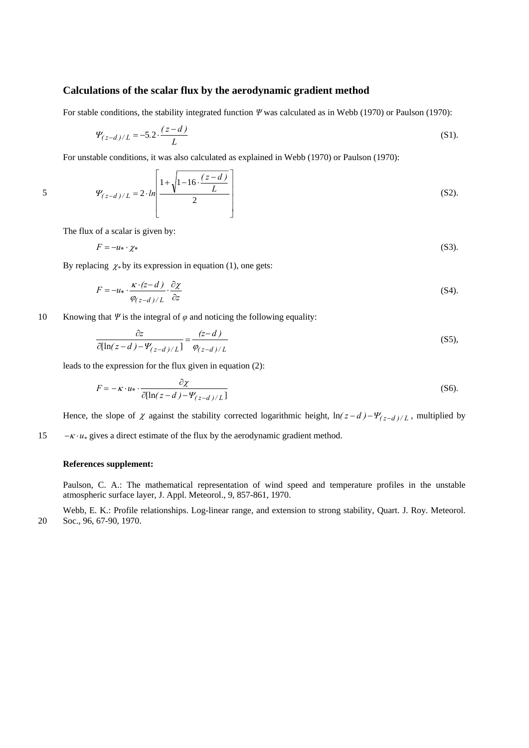## Calculations of the scalar flux by the aerodynamic gradient method

For stable conditions, the stability integrated function $\Psi$ was calculated as in Webb (1970) or Paulson (1970):

$$\Psi_{(z-d)/L} = -5.2 \cdot \frac{(z-d)}{L} \tag{S1}$$

For unstable conditions, it was also calculated as explained in Webb (1970) or Paulson (1970):

$$\Psi_{(z-d)/L} = 2 \cdot ln\left[\frac{1+\sqrt{1-16 \cdot \frac{(z-d)}{L}}}{2}\right] \tag{S2}$$

The flux of a scalar is given by:

$$F = -u_* \cdot \chi_* \tag{S3}$$

By replacing $\chi_*$ by its expression in equation (1), one gets:

$$F = -u_* \cdot \frac{\kappa \cdot (z-d)}{\varphi_{(z-d)/L}} \cdot \frac{\partial \chi}{\partial z} \tag{S4}$$

Knowing that $\Psi$ is the integral of $\varphi$ and noticing the following equality:

$$\frac{\partial z}{\partial[\ln(z-d) - \Psi_{(z-d)/L}]} = \frac{(z-d)}{\varphi_{(z-d)/L}} \tag{S5}$$

leads to the expression for the flux given in equation (2):

$$F = -\kappa \cdot u_* \cdot \frac{\partial \chi}{\partial[\ln(z-d) - \Psi_{(z-d)/L}]} \tag{S6}$$

Hence, the slope of $\chi$ against the stability corrected logarithmic height, $\ln(z-d) - \Psi_{(z-d)/L}$, multiplied by $-\kappa \cdot u_*$ gives a direct estimate of the flux by the aerodynamic gradient method.

**References supplement:**

Paulson, C. A.: The mathematical representation of wind speed and temperature profiles in the unstable atmospheric surface layer, J. Appl. Meteorol., 9, 857-861, 1970.

Webb, E. K.: Profile relationships. Log-linear range, and extension to strong stability, Quart. J. Roy. Meteorol. Soc., 96, 67-90, 1970.